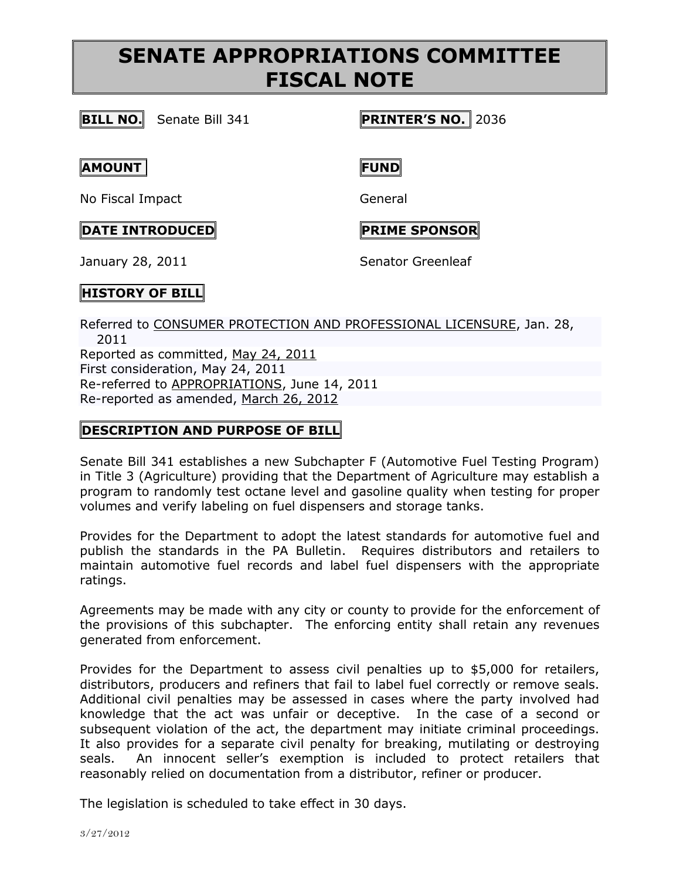# SENATE APPROPRIATIONS COMMITTEE FISCAL NOTE

**BILL NO.** Senate Bill 341

**PRINTER'S NO.** 2036

**AMOUNT**

No Fiscal Impact

**FUND**

General

**DATE INTRODUCED**

January 28, 2011

**PRIME SPONSOR**

Senator Greenleaf

**HISTORY OF BILL**

Referred to CONSUMER PROTECTION AND PROFESSIONAL LICENSURE, Jan. 28, 2011
Reported as committed, May 24, 2011
First consideration, May 24, 2011
Re-referred to APPROPRIATIONS, June 14, 2011
Re-reported as amended, March 26, 2012

**DESCRIPTION AND PURPOSE OF BILL**

Senate Bill 341 establishes a new Subchapter F (Automotive Fuel Testing Program) in Title 3 (Agriculture) providing that the Department of Agriculture may establish a program to randomly test octane level and gasoline quality when testing for proper volumes and verify labeling on fuel dispensers and storage tanks.

Provides for the Department to adopt the latest standards for automotive fuel and publish the standards in the PA Bulletin. Requires distributors and retailers to maintain automotive fuel records and label fuel dispensers with the appropriate ratings.

Agreements may be made with any city or county to provide for the enforcement of the provisions of this subchapter. The enforcing entity shall retain any revenues generated from enforcement.

Provides for the Department to assess civil penalties up to $5,000 for retailers, distributors, producers and refiners that fail to label fuel correctly or remove seals. Additional civil penalties may be assessed in cases where the party involved had knowledge that the act was unfair or deceptive. In the case of a second or subsequent violation of the act, the department may initiate criminal proceedings. It also provides for a separate civil penalty for breaking, mutilating or destroying seals. An innocent seller's exemption is included to protect retailers that reasonably relied on documentation from a distributor, refiner or producer.

The legislation is scheduled to take effect in 30 days.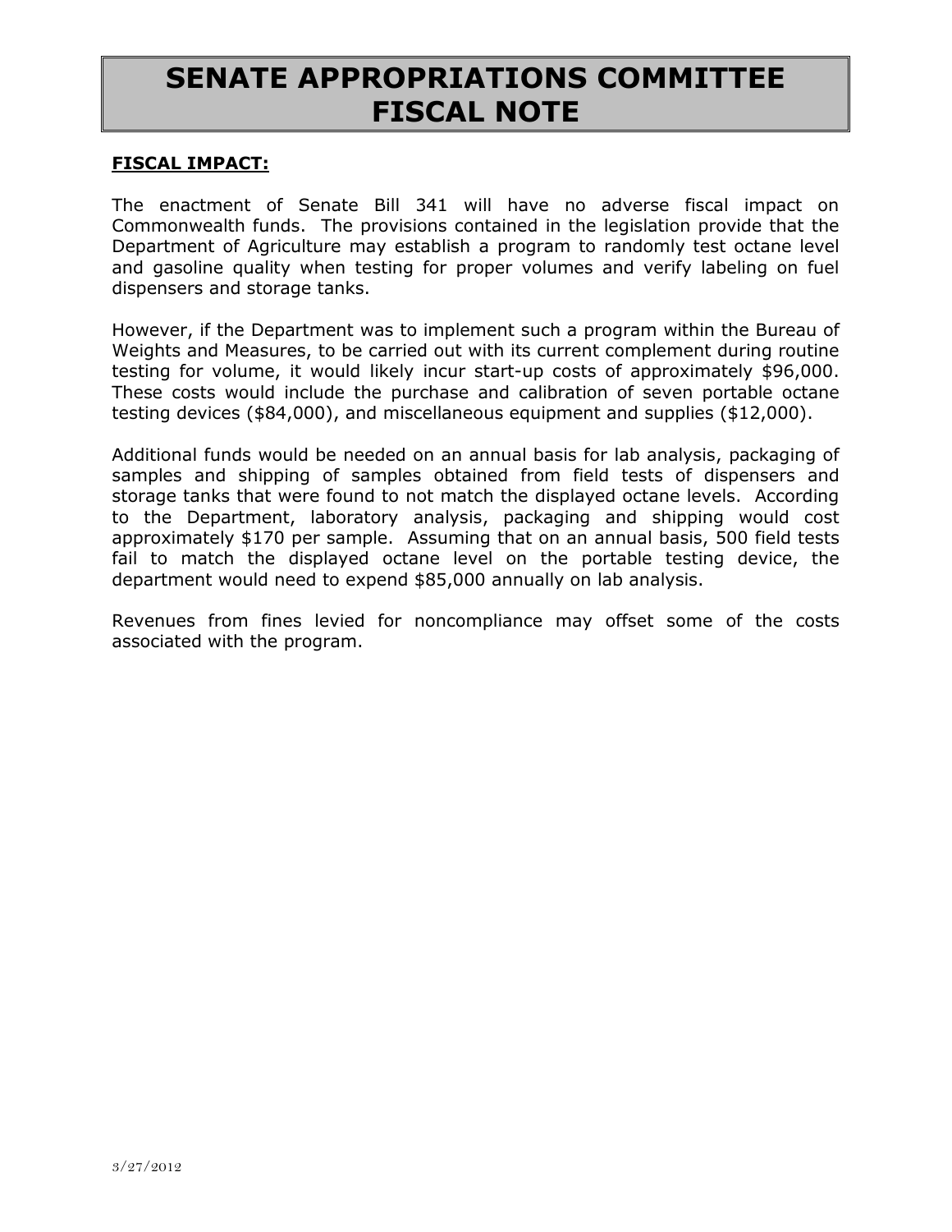# SENATE APPROPRIATIONS COMMITTEE FISCAL NOTE

## FISCAL IMPACT:

The enactment of Senate Bill 341 will have no adverse fiscal impact on Commonwealth funds. The provisions contained in the legislation provide that the Department of Agriculture may establish a program to randomly test octane level and gasoline quality when testing for proper volumes and verify labeling on fuel dispensers and storage tanks.

However, if the Department was to implement such a program within the Bureau of Weights and Measures, to be carried out with its current complement during routine testing for volume, it would likely incur start-up costs of approximately $96,000. These costs would include the purchase and calibration of seven portable octane testing devices ($84,000), and miscellaneous equipment and supplies ($12,000).

Additional funds would be needed on an annual basis for lab analysis, packaging of samples and shipping of samples obtained from field tests of dispensers and storage tanks that were found to not match the displayed octane levels. According to the Department, laboratory analysis, packaging and shipping would cost approximately $170 per sample. Assuming that on an annual basis, 500 field tests fail to match the displayed octane level on the portable testing device, the department would need to expend $85,000 annually on lab analysis.

Revenues from fines levied for noncompliance may offset some of the costs associated with the program.

3/27/2012